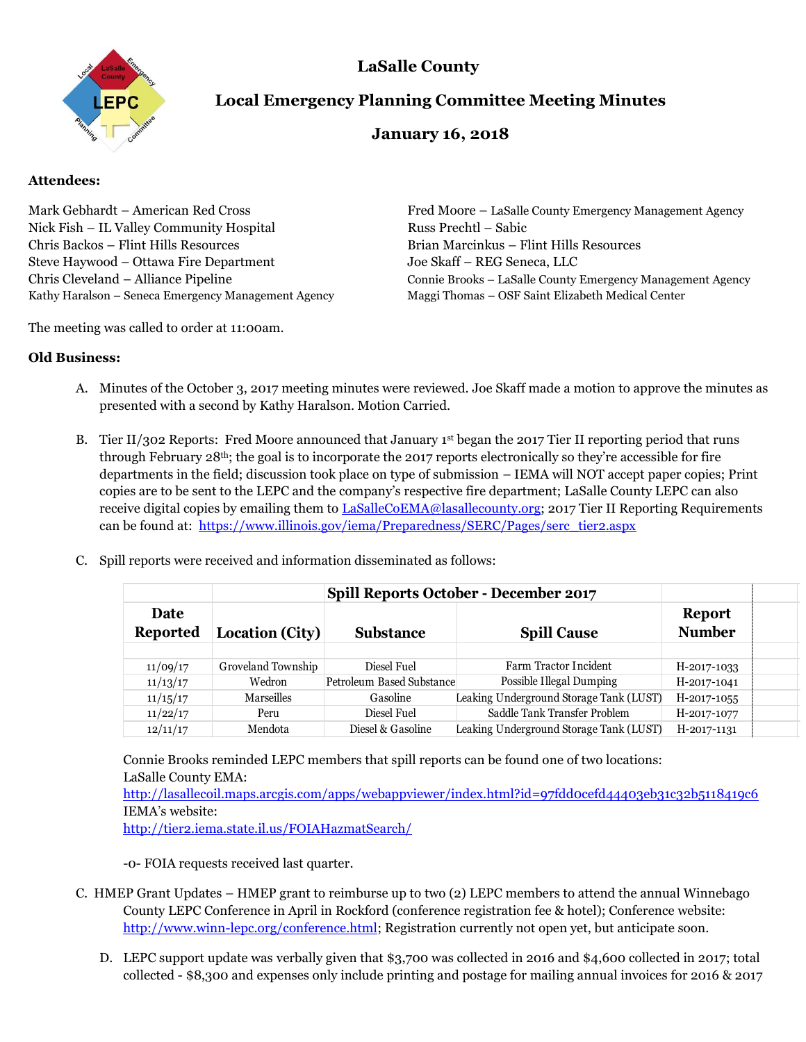# LaSalle County

## Local Emergency Planning Committee Meeting Minutes

## January 16, 2018

**Attendees:**

Mark Gebhardt – American Red Cross
Nick Fish – IL Valley Community Hospital
Chris Backos – Flint Hills Resources
Steve Haywood – Ottawa Fire Department
Chris Cleveland – Alliance Pipeline
Kathy Haralson – Seneca Emergency Management Agency
Fred Moore – LaSalle County Emergency Management Agency
Russ Prechtl – Sabic
Brian Marcinkus – Flint Hills Resources
Joe Skaff – REG Seneca, LLC
Connie Brooks – LaSalle County Emergency Management Agency
Maggi Thomas – OSF Saint Elizabeth Medical Center

The meeting was called to order at 11:00am.

**Old Business:**

A. Minutes of the October 3, 2017 meeting minutes were reviewed. Joe Skaff made a motion to approve the minutes as presented with a second by Kathy Haralson. Motion Carried.

B. Tier II/302 Reports: Fred Moore announced that January 1st began the 2017 Tier II reporting period that runs through February 28th; the goal is to incorporate the 2017 reports electronically so they're accessible for fire departments in the field; discussion took place on type of submission – IEMA will NOT accept paper copies; Print copies are to be sent to the LEPC and the company's respective fire department; LaSalle County LEPC can also receive digital copies by emailing them to LaSalleCoEMA@lasallecounty.org; 2017 Tier II Reporting Requirements can be found at: https://www.illinois.gov/iema/Preparedness/SERC/Pages/serc_tier2.aspx

C. Spill reports were received and information disseminated as follows:

| Spill Reports October - December 2017 | | | | |
|---|---|---|---|---|
| **Date Reported** | **Location (City)** | **Substance** | **Spill Cause** | **Report Number** |
| 11/09/17 | Groveland Township | Diesel Fuel | Farm Tractor Incident | H-2017-1033 |
| 11/13/17 | Wedron | Petroleum Based Substance | Possible Illegal Dumping | H-2017-1041 |
| 11/15/17 | Marseilles | Gasoline | Leaking Underground Storage Tank (LUST) | H-2017-1055 |
| 11/22/17 | Peru | Diesel Fuel | Saddle Tank Transfer Problem | H-2017-1077 |
| 12/11/17 | Mendota | Diesel & Gasoline | Leaking Underground Storage Tank (LUST) | H-2017-1131 |

Connie Brooks reminded LEPC members that spill reports can be found one of two locations:
LaSalle County EMA:
http://lasallecoil.maps.arcgis.com/apps/webappviewer/index.html?id=97fdd0cefd44403eb31c32b5118419c6
IEMA's website:
http://tier2.iema.state.il.us/FOIAHazmatSearch/

-0- FOIA requests received last quarter.

C. HMEP Grant Updates – HMEP grant to reimburse up to two (2) LEPC members to attend the annual Winnebago County LEPC Conference in April in Rockford (conference registration fee & hotel); Conference website: http://www.winn-lepc.org/conference.html; Registration currently not open yet, but anticipate soon.

D. LEPC support update was verbally given that $3,700 was collected in 2016 and $4,600 collected in 2017; total collected - $8,300 and expenses only include printing and postage for mailing annual invoices for 2016 & 2017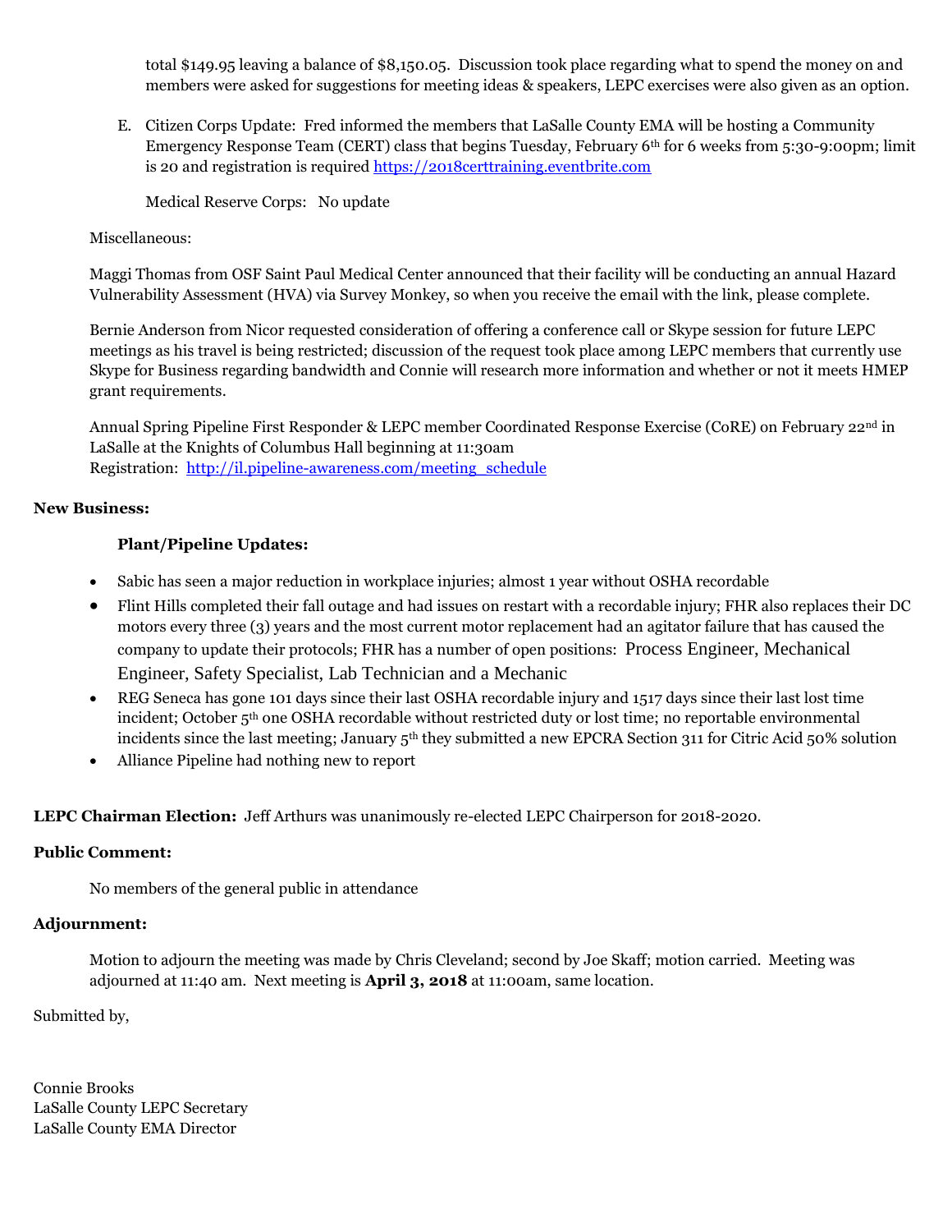total $149.95 leaving a balance of $8,150.05. Discussion took place regarding what to spend the money on and members were asked for suggestions for meeting ideas & speakers, LEPC exercises were also given as an option.

E. Citizen Corps Update: Fred informed the members that LaSalle County EMA will be hosting a Community Emergency Response Team (CERT) class that begins Tuesday, February 6th for 6 weeks from 5:30-9:00pm; limit is 20 and registration is required https://2018certtraining.eventbrite.com

   Medical Reserve Corps: No update

Miscellaneous:

Maggi Thomas from OSF Saint Paul Medical Center announced that their facility will be conducting an annual Hazard Vulnerability Assessment (HVA) via Survey Monkey, so when you receive the email with the link, please complete.

Bernie Anderson from Nicor requested consideration of offering a conference call or Skype session for future LEPC meetings as his travel is being restricted; discussion of the request took place among LEPC members that currently use Skype for Business regarding bandwidth and Connie will research more information and whether or not it meets HMEP grant requirements.

Annual Spring Pipeline First Responder & LEPC member Coordinated Response Exercise (CoRE) on February 22nd in LaSalle at the Knights of Columbus Hall beginning at 11:30am
Registration: http://il.pipeline-awareness.com/meeting_schedule

**New Business:**

**Plant/Pipeline Updates:**

- Sabic has seen a major reduction in workplace injuries; almost 1 year without OSHA recordable
- Flint Hills completed their fall outage and had issues on restart with a recordable injury; FHR also replaces their DC motors every three (3) years and the most current motor replacement had an agitator failure that has caused the company to update their protocols; FHR has a number of open positions: Process Engineer, Mechanical Engineer, Safety Specialist, Lab Technician and a Mechanic
- REG Seneca has gone 101 days since their last OSHA recordable injury and 1517 days since their last lost time incident; October 5th one OSHA recordable without restricted duty or lost time; no reportable environmental incidents since the last meeting; January 5th they submitted a new EPCRA Section 311 for Citric Acid 50% solution
- Alliance Pipeline had nothing new to report

**LEPC Chairman Election:** Jeff Arthurs was unanimously re-elected LEPC Chairperson for 2018-2020.

**Public Comment:**

No members of the general public in attendance

**Adjournment:**

Motion to adjourn the meeting was made by Chris Cleveland; second by Joe Skaff; motion carried. Meeting was adjourned at 11:40 am. Next meeting is **April 3, 2018** at 11:00am, same location.

Submitted by,

Connie Brooks
LaSalle County LEPC Secretary
LaSalle County EMA Director